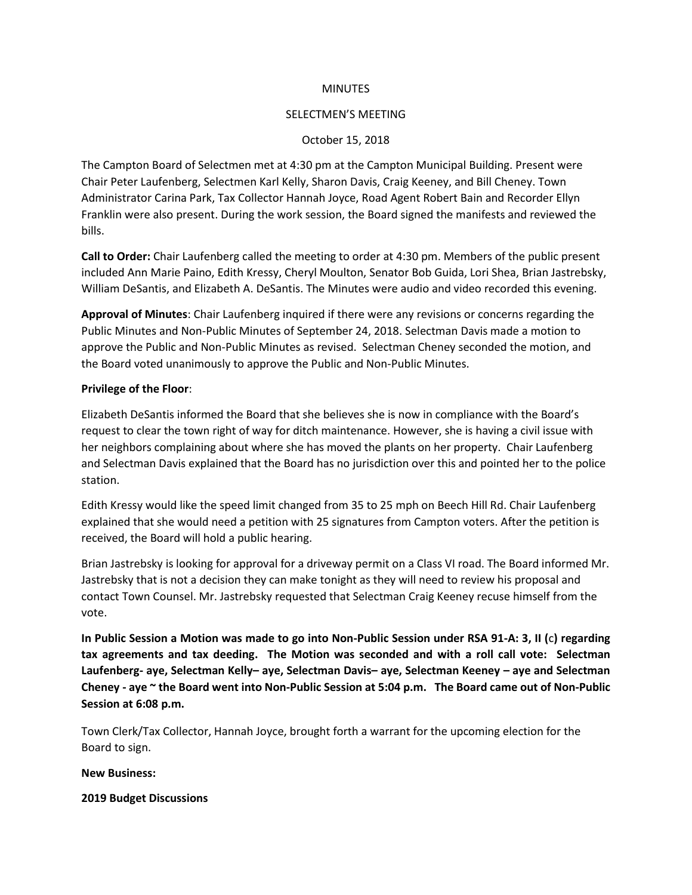MINUTES

SELECTMEN'S MEETING

October 15, 2018

The Campton Board of Selectmen met at 4:30 pm at the Campton Municipal Building. Present were Chair Peter Laufenberg, Selectmen Karl Kelly, Sharon Davis, Craig Keeney, and Bill Cheney. Town Administrator Carina Park, Tax Collector Hannah Joyce, Road Agent Robert Bain and Recorder Ellyn Franklin were also present. During the work session, the Board signed the manifests and reviewed the bills.

**Call to Order:** Chair Laufenberg called the meeting to order at 4:30 pm. Members of the public present included Ann Marie Paino, Edith Kressy, Cheryl Moulton, Senator Bob Guida, Lori Shea, Brian Jastrebsky, William DeSantis, and Elizabeth A. DeSantis. The Minutes were audio and video recorded this evening.

**Approval of Minutes**: Chair Laufenberg inquired if there were any revisions or concerns regarding the Public Minutes and Non-Public Minutes of September 24, 2018. Selectman Davis made a motion to approve the Public and Non-Public Minutes as revised. Selectman Cheney seconded the motion, and the Board voted unanimously to approve the Public and Non-Public Minutes.

**Privilege of the Floor**:

Elizabeth DeSantis informed the Board that she believes she is now in compliance with the Board's request to clear the town right of way for ditch maintenance. However, she is having a civil issue with her neighbors complaining about where she has moved the plants on her property. Chair Laufenberg and Selectman Davis explained that the Board has no jurisdiction over this and pointed her to the police station.

Edith Kressy would like the speed limit changed from 35 to 25 mph on Beech Hill Rd. Chair Laufenberg explained that she would need a petition with 25 signatures from Campton voters. After the petition is received, the Board will hold a public hearing.

Brian Jastrebsky is looking for approval for a driveway permit on a Class VI road. The Board informed Mr. Jastrebsky that is not a decision they can make tonight as they will need to review his proposal and contact Town Counsel. Mr. Jastrebsky requested that Selectman Craig Keeney recuse himself from the vote.

**In Public Session a Motion was made to go into Non-Public Session under RSA 91-A: 3, II (c) regarding tax agreements and tax deeding. The Motion was seconded and with a roll call vote: Selectman Laufenberg- aye, Selectman Kelly– aye, Selectman Davis– aye, Selectman Keeney – aye and Selectman Cheney - aye ~ the Board went into Non-Public Session at 5:04 p.m. The Board came out of Non-Public Session at 6:08 p.m.**

Town Clerk/Tax Collector, Hannah Joyce, brought forth a warrant for the upcoming election for the Board to sign.

**New Business:**

**2019 Budget Discussions**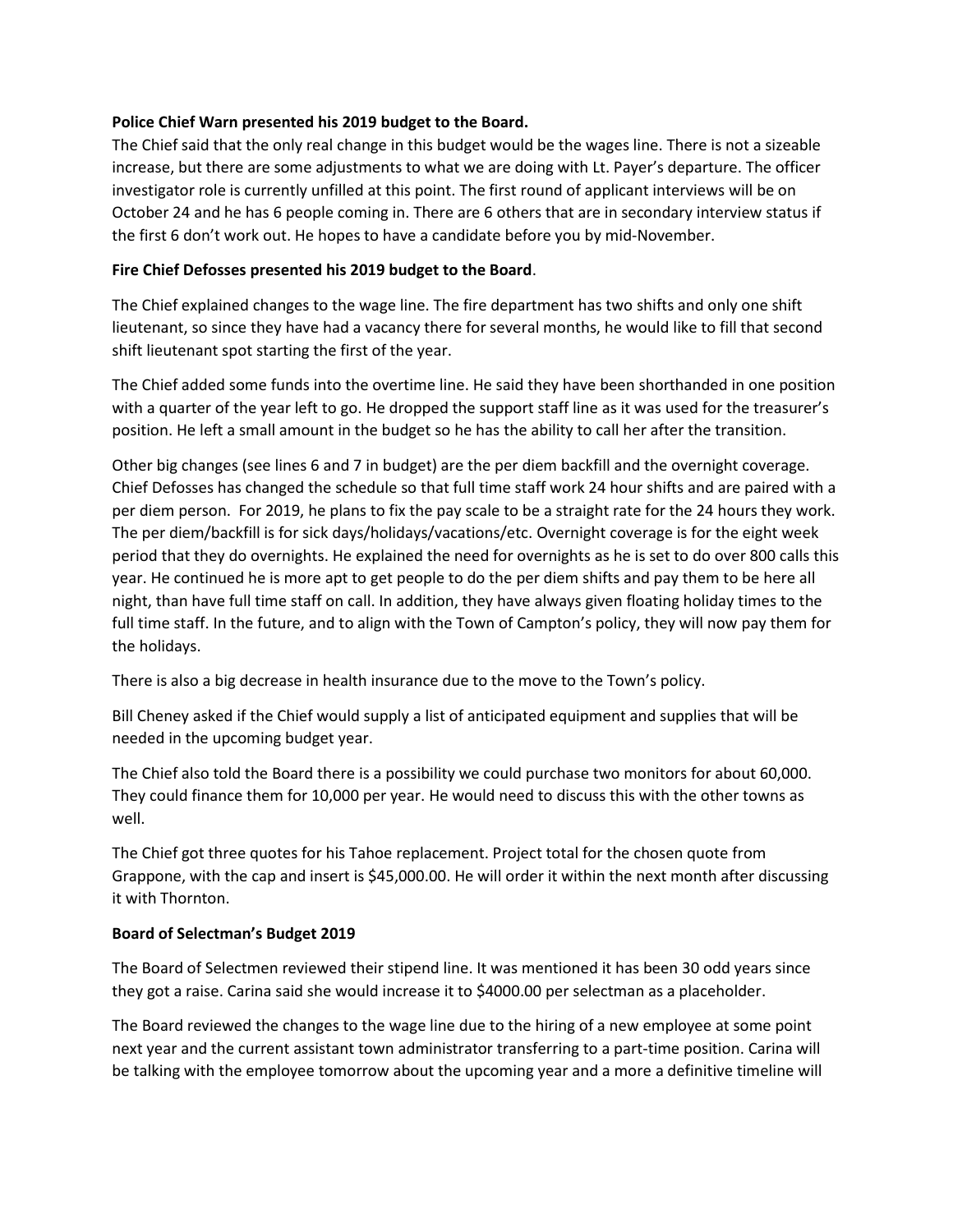**Police Chief Warn presented his 2019 budget to the Board.**

The Chief said that the only real change in this budget would be the wages line. There is not a sizeable increase, but there are some adjustments to what we are doing with Lt. Payer's departure. The officer investigator role is currently unfilled at this point. The first round of applicant interviews will be on October 24 and he has 6 people coming in. There are 6 others that are in secondary interview status if the first 6 don't work out. He hopes to have a candidate before you by mid-November.

**Fire Chief Defosses presented his 2019 budget to the Board**.

The Chief explained changes to the wage line. The fire department has two shifts and only one shift lieutenant, so since they have had a vacancy there for several months, he would like to fill that second shift lieutenant spot starting the first of the year.

The Chief added some funds into the overtime line. He said they have been shorthanded in one position with a quarter of the year left to go. He dropped the support staff line as it was used for the treasurer's position. He left a small amount in the budget so he has the ability to call her after the transition.

Other big changes (see lines 6 and 7 in budget) are the per diem backfill and the overnight coverage. Chief Defosses has changed the schedule so that full time staff work 24 hour shifts and are paired with a per diem person. For 2019, he plans to fix the pay scale to be a straight rate for the 24 hours they work. The per diem/backfill is for sick days/holidays/vacations/etc. Overnight coverage is for the eight week period that they do overnights. He explained the need for overnights as he is set to do over 800 calls this year. He continued he is more apt to get people to do the per diem shifts and pay them to be here all night, than have full time staff on call. In addition, they have always given floating holiday times to the full time staff. In the future, and to align with the Town of Campton's policy, they will now pay them for the holidays.

There is also a big decrease in health insurance due to the move to the Town's policy.

Bill Cheney asked if the Chief would supply a list of anticipated equipment and supplies that will be needed in the upcoming budget year.

The Chief also told the Board there is a possibility we could purchase two monitors for about 60,000. They could finance them for 10,000 per year. He would need to discuss this with the other towns as well.

The Chief got three quotes for his Tahoe replacement. Project total for the chosen quote from Grappone, with the cap and insert is $45,000.00. He will order it within the next month after discussing it with Thornton.

**Board of Selectman's Budget 2019**

The Board of Selectmen reviewed their stipend line. It was mentioned it has been 30 odd years since they got a raise. Carina said she would increase it to $4000.00 per selectman as a placeholder.

The Board reviewed the changes to the wage line due to the hiring of a new employee at some point next year and the current assistant town administrator transferring to a part-time position. Carina will be talking with the employee tomorrow about the upcoming year and a more a definitive timeline will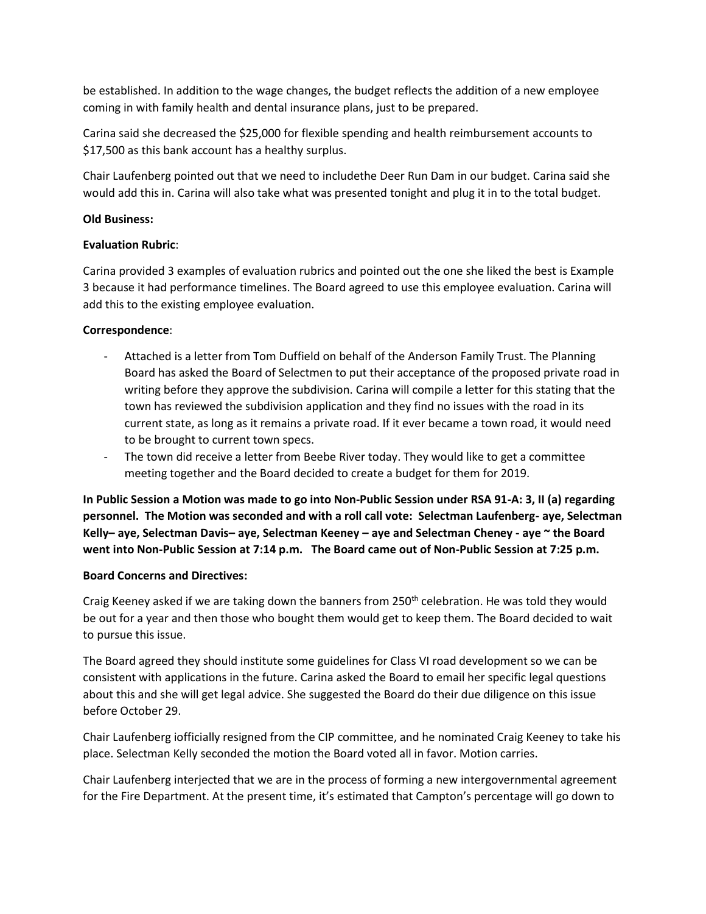be established. In addition to the wage changes, the budget reflects the addition of a new employee coming in with family health and dental insurance plans, just to be prepared.

Carina said she decreased the $25,000 for flexible spending and health reimbursement accounts to $17,500 as this bank account has a healthy surplus.

Chair Laufenberg pointed out that we need to includethe Deer Run Dam in our budget. Carina said she would add this in. Carina will also take what was presented tonight and plug it in to the total budget.

**Old Business:**

**Evaluation Rubric**:

Carina provided 3 examples of evaluation rubrics and pointed out the one she liked the best is Example 3 because it had performance timelines. The Board agreed to use this employee evaluation. Carina will add this to the existing employee evaluation.

**Correspondence**:

- Attached is a letter from Tom Duffield on behalf of the Anderson Family Trust. The Planning Board has asked the Board of Selectmen to put their acceptance of the proposed private road in writing before they approve the subdivision. Carina will compile a letter for this stating that the town has reviewed the subdivision application and they find no issues with the road in its current state, as long as it remains a private road. If it ever became a town road, it would need to be brought to current town specs.
- The town did receive a letter from Beebe River today. They would like to get a committee meeting together and the Board decided to create a budget for them for 2019.

**In Public Session a Motion was made to go into Non-Public Session under RSA 91-A: 3, II (a) regarding personnel. The Motion was seconded and with a roll call vote: Selectman Laufenberg- aye, Selectman Kelly– aye, Selectman Davis– aye, Selectman Keeney – aye and Selectman Cheney - aye ~ the Board went into Non-Public Session at 7:14 p.m. The Board came out of Non-Public Session at 7:25 p.m.**

**Board Concerns and Directives:**

Craig Keeney asked if we are taking down the banners from 250th celebration. He was told they would be out for a year and then those who bought them would get to keep them. The Board decided to wait to pursue this issue.

The Board agreed they should institute some guidelines for Class VI road development so we can be consistent with applications in the future. Carina asked the Board to email her specific legal questions about this and she will get legal advice. She suggested the Board do their due diligence on this issue before October 29.

Chair Laufenberg iofficially resigned from the CIP committee, and he nominated Craig Keeney to take his place. Selectman Kelly seconded the motion the Board voted all in favor. Motion carries.

Chair Laufenberg interjected that we are in the process of forming a new intergovernmental agreement for the Fire Department. At the present time, it's estimated that Campton's percentage will go down to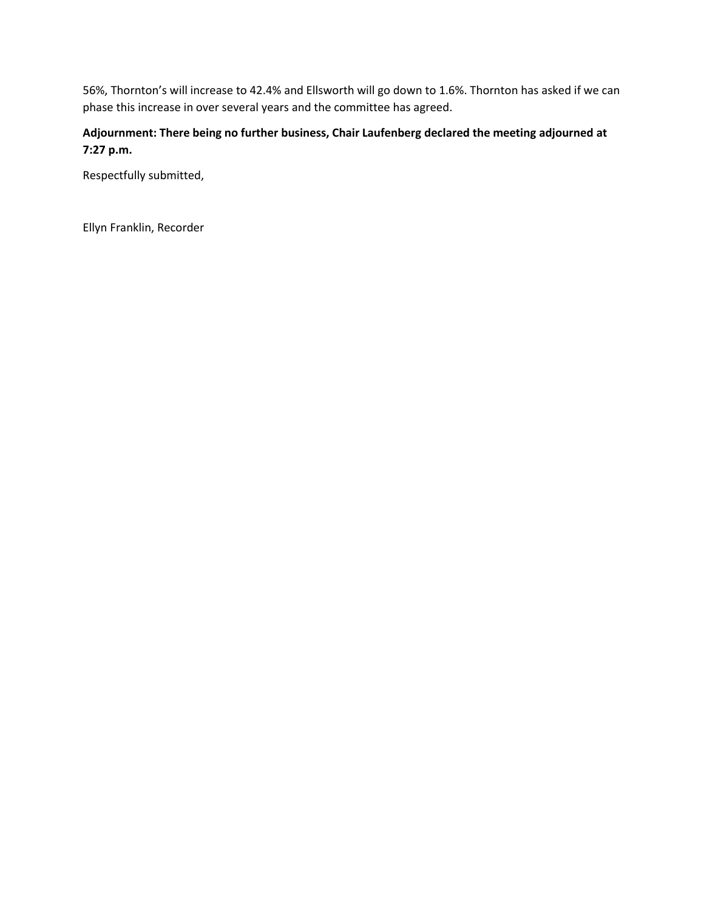56%, Thornton's will increase to 42.4% and Ellsworth will go down to 1.6%. Thornton has asked if we can phase this increase in over several years and the committee has agreed.

**Adjournment: There being no further business, Chair Laufenberg declared the meeting adjourned at 7:27 p.m.**

Respectfully submitted,

Ellyn Franklin, Recorder